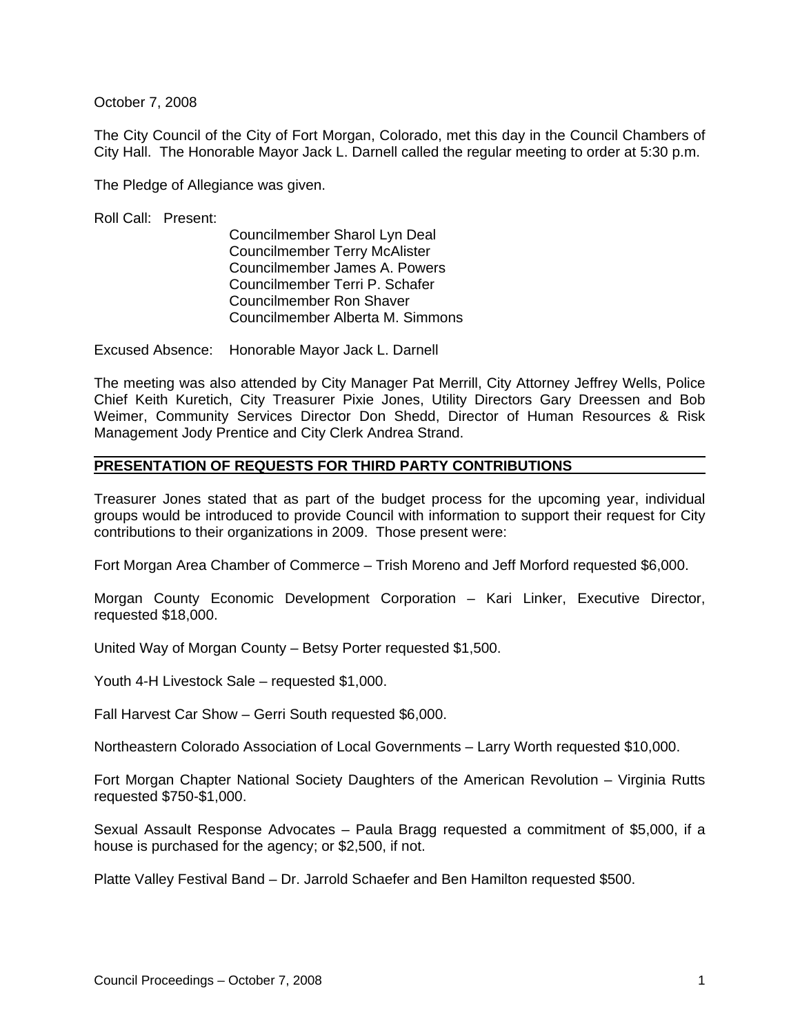October 7, 2008

The City Council of the City of Fort Morgan, Colorado, met this day in the Council Chambers of City Hall. The Honorable Mayor Jack L. Darnell called the regular meeting to order at 5:30 p.m.

The Pledge of Allegiance was given.

Roll Call: Present:

Councilmember Sharol Lyn Deal
Councilmember Terry McAlister
Councilmember James A. Powers
Councilmember Terri P. Schafer
Councilmember Ron Shaver
Councilmember Alberta M. Simmons

Excused Absence: Honorable Mayor Jack L. Darnell

The meeting was also attended by City Manager Pat Merrill, City Attorney Jeffrey Wells, Police Chief Keith Kuretich, City Treasurer Pixie Jones, Utility Directors Gary Dreessen and Bob Weimer, Community Services Director Don Shedd, Director of Human Resources & Risk Management Jody Prentice and City Clerk Andrea Strand.

## PRESENTATION OF REQUESTS FOR THIRD PARTY CONTRIBUTIONS

Treasurer Jones stated that as part of the budget process for the upcoming year, individual groups would be introduced to provide Council with information to support their request for City contributions to their organizations in 2009. Those present were:

Fort Morgan Area Chamber of Commerce – Trish Moreno and Jeff Morford requested $6,000.

Morgan County Economic Development Corporation – Kari Linker, Executive Director, requested $18,000.

United Way of Morgan County – Betsy Porter requested $1,500.

Youth 4-H Livestock Sale – requested $1,000.

Fall Harvest Car Show – Gerri South requested $6,000.

Northeastern Colorado Association of Local Governments – Larry Worth requested $10,000.

Fort Morgan Chapter National Society Daughters of the American Revolution – Virginia Rutts requested $750-$1,000.

Sexual Assault Response Advocates – Paula Bragg requested a commitment of $5,000, if a house is purchased for the agency; or $2,500, if not.

Platte Valley Festival Band – Dr. Jarrold Schaefer and Ben Hamilton requested $500.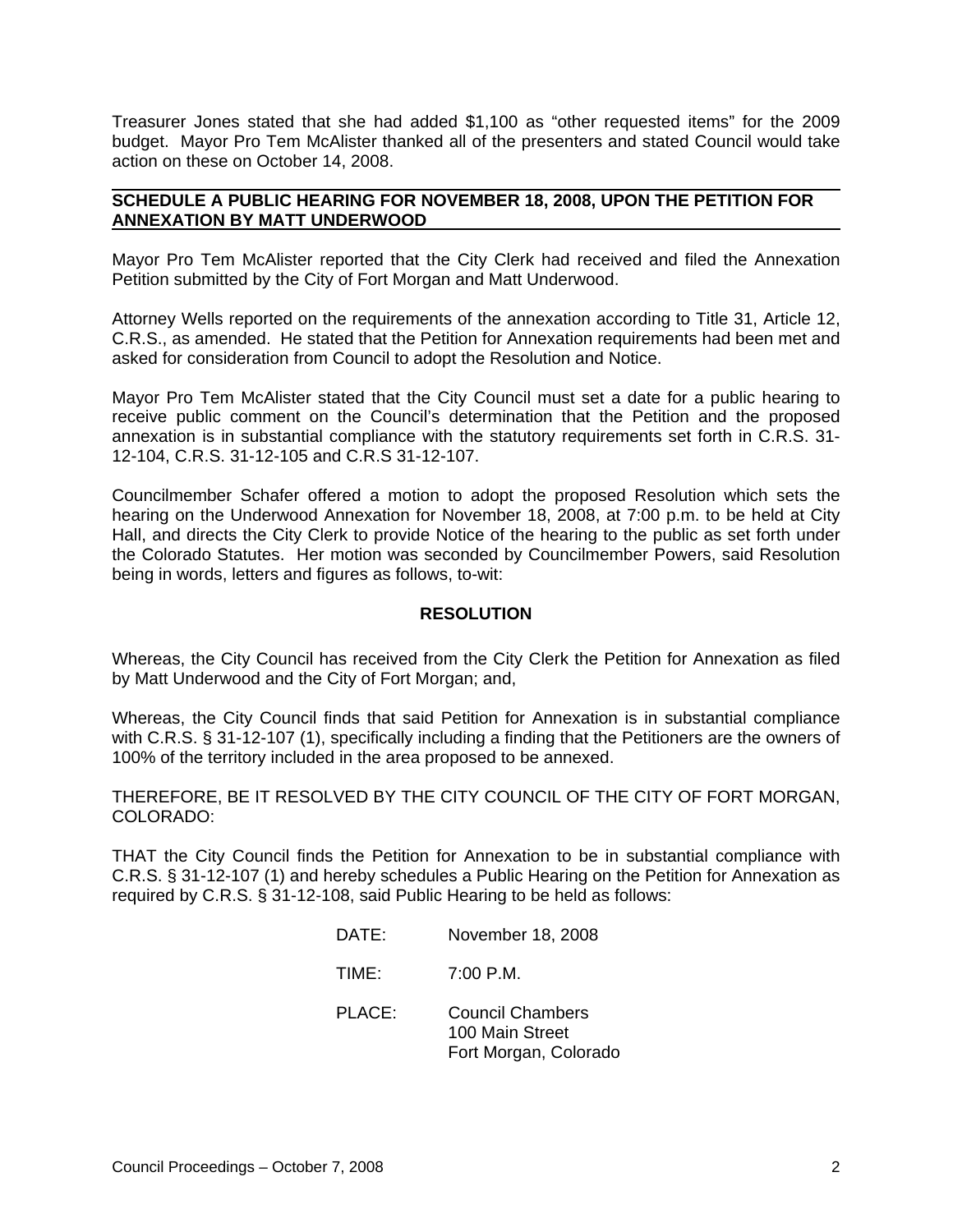Treasurer Jones stated that she had added $1,100 as "other requested items" for the 2009 budget. Mayor Pro Tem McAlister thanked all of the presenters and stated Council would take action on these on October 14, 2008.

## SCHEDULE A PUBLIC HEARING FOR NOVEMBER 18, 2008, UPON THE PETITION FOR ANNEXATION BY MATT UNDERWOOD

Mayor Pro Tem McAlister reported that the City Clerk had received and filed the Annexation Petition submitted by the City of Fort Morgan and Matt Underwood.

Attorney Wells reported on the requirements of the annexation according to Title 31, Article 12, C.R.S., as amended. He stated that the Petition for Annexation requirements had been met and asked for consideration from Council to adopt the Resolution and Notice.

Mayor Pro Tem McAlister stated that the City Council must set a date for a public hearing to receive public comment on the Council's determination that the Petition and the proposed annexation is in substantial compliance with the statutory requirements set forth in C.R.S. 31-12-104, C.R.S. 31-12-105 and C.R.S 31-12-107.

Councilmember Schafer offered a motion to adopt the proposed Resolution which sets the hearing on the Underwood Annexation for November 18, 2008, at 7:00 p.m. to be held at City Hall, and directs the City Clerk to provide Notice of the hearing to the public as set forth under the Colorado Statutes. Her motion was seconded by Councilmember Powers, said Resolution being in words, letters and figures as follows, to-wit:

### RESOLUTION

Whereas, the City Council has received from the City Clerk the Petition for Annexation as filed by Matt Underwood and the City of Fort Morgan; and,

Whereas, the City Council finds that said Petition for Annexation is in substantial compliance with C.R.S. § 31-12-107 (1), specifically including a finding that the Petitioners are the owners of 100% of the territory included in the area proposed to be annexed.

THEREFORE, BE IT RESOLVED BY THE CITY COUNCIL OF THE CITY OF FORT MORGAN, COLORADO:

THAT the City Council finds the Petition for Annexation to be in substantial compliance with C.R.S. § 31-12-107 (1) and hereby schedules a Public Hearing on the Petition for Annexation as required by C.R.S. § 31-12-108, said Public Hearing to be held as follows:

DATE: November 18, 2008

TIME: 7:00 P.M.

PLACE: Council Chambers
100 Main Street
Fort Morgan, Colorado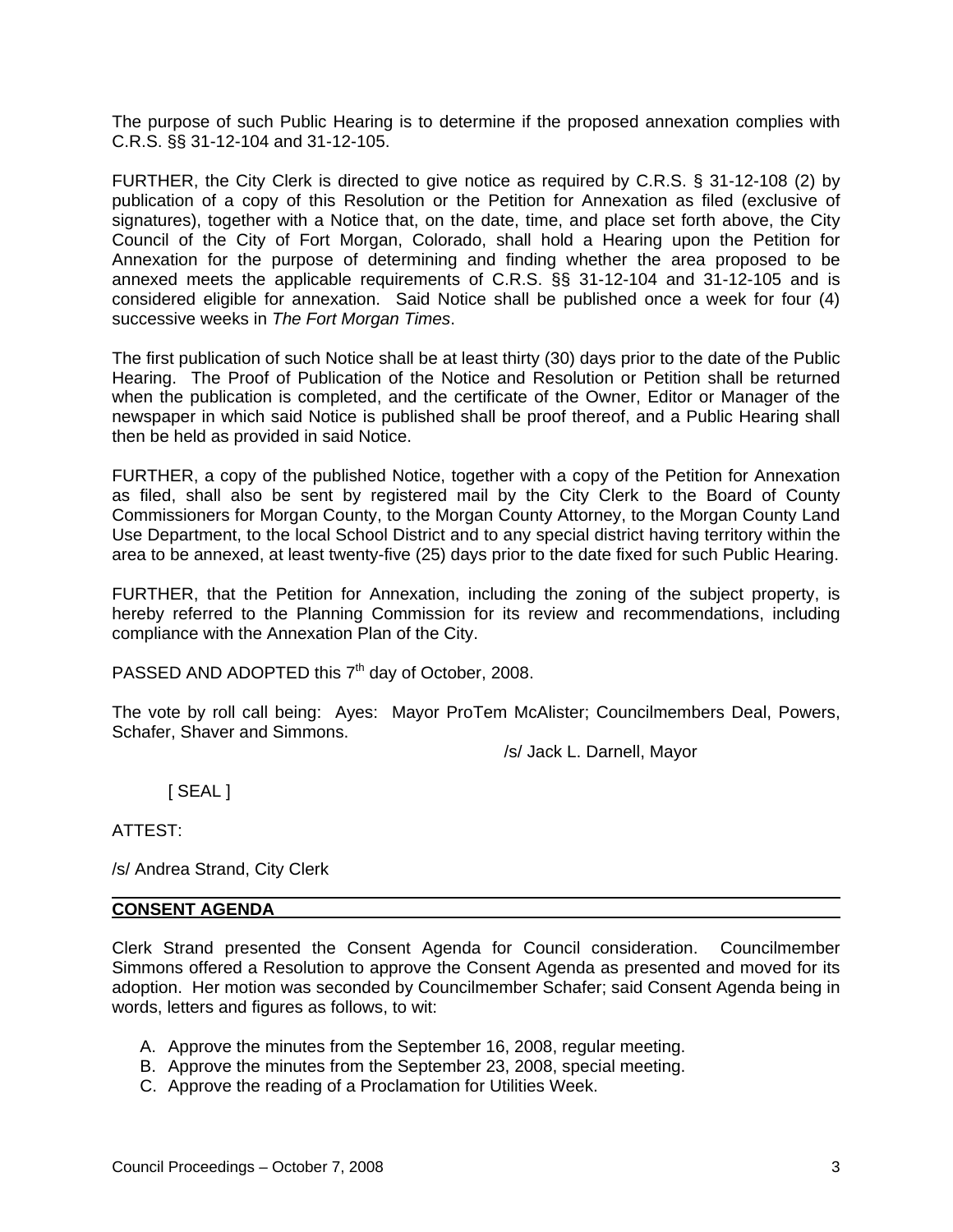The purpose of such Public Hearing is to determine if the proposed annexation complies with C.R.S. §§ 31-12-104 and 31-12-105.

FURTHER, the City Clerk is directed to give notice as required by C.R.S. § 31-12-108 (2) by publication of a copy of this Resolution or the Petition for Annexation as filed (exclusive of signatures), together with a Notice that, on the date, time, and place set forth above, the City Council of the City of Fort Morgan, Colorado, shall hold a Hearing upon the Petition for Annexation for the purpose of determining and finding whether the area proposed to be annexed meets the applicable requirements of C.R.S. §§ 31-12-104 and 31-12-105 and is considered eligible for annexation. Said Notice shall be published once a week for four (4) successive weeks in *The Fort Morgan Times*.

The first publication of such Notice shall be at least thirty (30) days prior to the date of the Public Hearing. The Proof of Publication of the Notice and Resolution or Petition shall be returned when the publication is completed, and the certificate of the Owner, Editor or Manager of the newspaper in which said Notice is published shall be proof thereof, and a Public Hearing shall then be held as provided in said Notice.

FURTHER, a copy of the published Notice, together with a copy of the Petition for Annexation as filed, shall also be sent by registered mail by the City Clerk to the Board of County Commissioners for Morgan County, to the Morgan County Attorney, to the Morgan County Land Use Department, to the local School District and to any special district having territory within the area to be annexed, at least twenty-five (25) days prior to the date fixed for such Public Hearing.

FURTHER, that the Petition for Annexation, including the zoning of the subject property, is hereby referred to the Planning Commission for its review and recommendations, including compliance with the Annexation Plan of the City.

PASSED AND ADOPTED this 7th day of October, 2008.

The vote by roll call being: Ayes: Mayor ProTem McAlister; Councilmembers Deal, Powers, Schafer, Shaver and Simmons.

/s/ Jack L. Darnell, Mayor

[ SEAL ]

ATTEST:

/s/ Andrea Strand, City Clerk

## CONSENT AGENDA

Clerk Strand presented the Consent Agenda for Council consideration. Councilmember Simmons offered a Resolution to approve the Consent Agenda as presented and moved for its adoption. Her motion was seconded by Councilmember Schafer; said Consent Agenda being in words, letters and figures as follows, to wit:

A. Approve the minutes from the September 16, 2008, regular meeting.
B. Approve the minutes from the September 23, 2008, special meeting.
C. Approve the reading of a Proclamation for Utilities Week.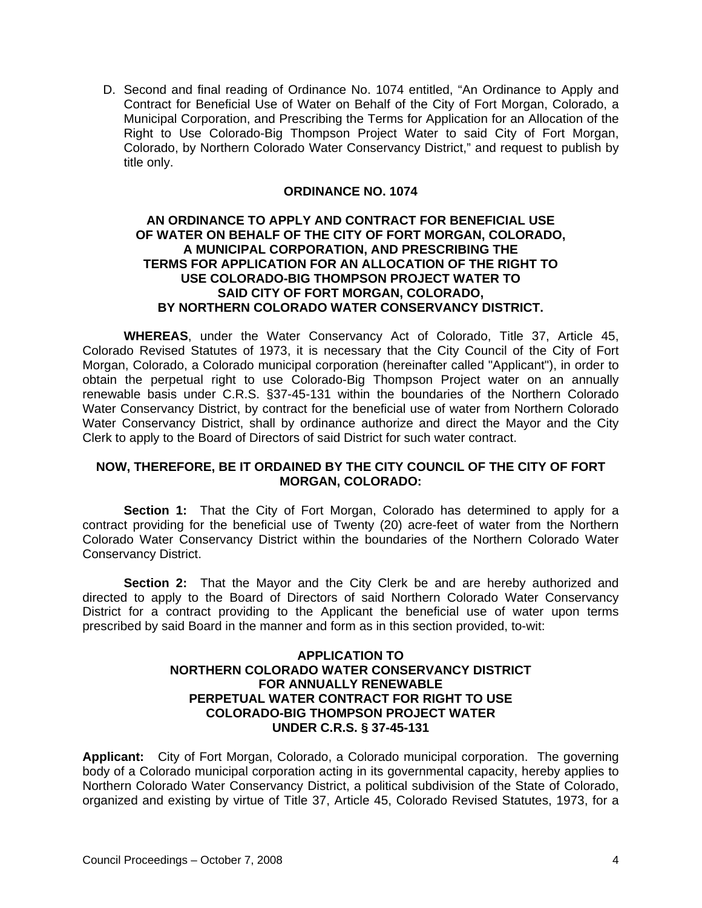D. Second and final reading of Ordinance No. 1074 entitled, "An Ordinance to Apply and Contract for Beneficial Use of Water on Behalf of the City of Fort Morgan, Colorado, a Municipal Corporation, and Prescribing the Terms for Application for an Allocation of the Right to Use Colorado-Big Thompson Project Water to said City of Fort Morgan, Colorado, by Northern Colorado Water Conservancy District," and request to publish by title only.

**ORDINANCE NO. 1074**

**AN ORDINANCE TO APPLY AND CONTRACT FOR BENEFICIAL USE OF WATER ON BEHALF OF THE CITY OF FORT MORGAN, COLORADO, A MUNICIPAL CORPORATION, AND PRESCRIBING THE TERMS FOR APPLICATION FOR AN ALLOCATION OF THE RIGHT TO USE COLORADO-BIG THOMPSON PROJECT WATER TO SAID CITY OF FORT MORGAN, COLORADO, BY NORTHERN COLORADO WATER CONSERVANCY DISTRICT.**

**WHEREAS**, under the Water Conservancy Act of Colorado, Title 37, Article 45, Colorado Revised Statutes of 1973, it is necessary that the City Council of the City of Fort Morgan, Colorado, a Colorado municipal corporation (hereinafter called "Applicant"), in order to obtain the perpetual right to use Colorado-Big Thompson Project water on an annually renewable basis under C.R.S. §37-45-131 within the boundaries of the Northern Colorado Water Conservancy District, by contract for the beneficial use of water from Northern Colorado Water Conservancy District, shall by ordinance authorize and direct the Mayor and the City Clerk to apply to the Board of Directors of said District for such water contract.

**NOW, THEREFORE, BE IT ORDAINED BY THE CITY COUNCIL OF THE CITY OF FORT MORGAN, COLORADO:**

**Section 1:** That the City of Fort Morgan, Colorado has determined to apply for a contract providing for the beneficial use of Twenty (20) acre-feet of water from the Northern Colorado Water Conservancy District within the boundaries of the Northern Colorado Water Conservancy District.

**Section 2:** That the Mayor and the City Clerk be and are hereby authorized and directed to apply to the Board of Directors of said Northern Colorado Water Conservancy District for a contract providing to the Applicant the beneficial use of water upon terms prescribed by said Board in the manner and form as in this section provided, to-wit:

**APPLICATION TO NORTHERN COLORADO WATER CONSERVANCY DISTRICT FOR ANNUALLY RENEWABLE PERPETUAL WATER CONTRACT FOR RIGHT TO USE COLORADO-BIG THOMPSON PROJECT WATER UNDER C.R.S. § 37-45-131**

**Applicant:** City of Fort Morgan, Colorado, a Colorado municipal corporation. The governing body of a Colorado municipal corporation acting in its governmental capacity, hereby applies to Northern Colorado Water Conservancy District, a political subdivision of the State of Colorado, organized and existing by virtue of Title 37, Article 45, Colorado Revised Statutes, 1973, for a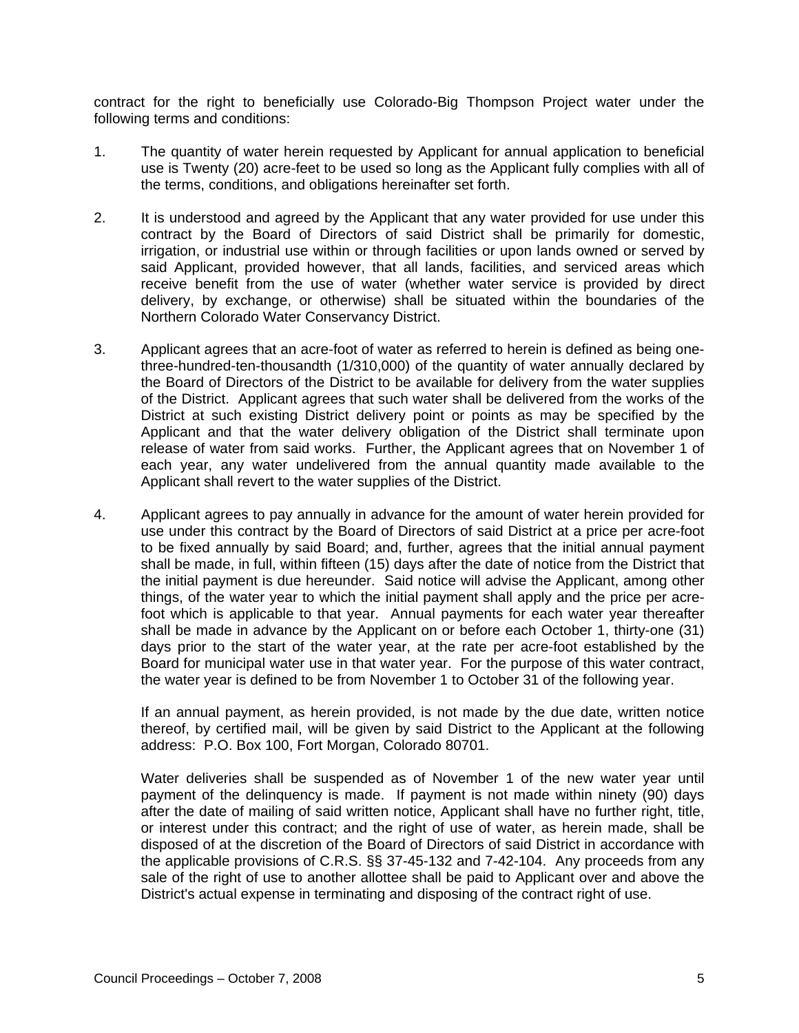contract for the right to beneficially use Colorado-Big Thompson Project water under the following terms and conditions:

1. The quantity of water herein requested by Applicant for annual application to beneficial use is Twenty (20) acre-feet to be used so long as the Applicant fully complies with all of the terms, conditions, and obligations hereinafter set forth.

2. It is understood and agreed by the Applicant that any water provided for use under this contract by the Board of Directors of said District shall be primarily for domestic, irrigation, or industrial use within or through facilities or upon lands owned or served by said Applicant, provided however, that all lands, facilities, and serviced areas which receive benefit from the use of water (whether water service is provided by direct delivery, by exchange, or otherwise) shall be situated within the boundaries of the Northern Colorado Water Conservancy District.

3. Applicant agrees that an acre-foot of water as referred to herein is defined as being one-three-hundred-ten-thousandth (1/310,000) of the quantity of water annually declared by the Board of Directors of the District to be available for delivery from the water supplies of the District. Applicant agrees that such water shall be delivered from the works of the District at such existing District delivery point or points as may be specified by the Applicant and that the water delivery obligation of the District shall terminate upon release of water from said works. Further, the Applicant agrees that on November 1 of each year, any water undelivered from the annual quantity made available to the Applicant shall revert to the water supplies of the District.

4. Applicant agrees to pay annually in advance for the amount of water herein provided for use under this contract by the Board of Directors of said District at a price per acre-foot to be fixed annually by said Board; and, further, agrees that the initial annual payment shall be made, in full, within fifteen (15) days after the date of notice from the District that the initial payment is due hereunder. Said notice will advise the Applicant, among other things, of the water year to which the initial payment shall apply and the price per acre-foot which is applicable to that year. Annual payments for each water year thereafter shall be made in advance by the Applicant on or before each October 1, thirty-one (31) days prior to the start of the water year, at the rate per acre-foot established by the Board for municipal water use in that water year. For the purpose of this water contract, the water year is defined to be from November 1 to October 31 of the following year.

   If an annual payment, as herein provided, is not made by the due date, written notice thereof, by certified mail, will be given by said District to the Applicant at the following address: P.O. Box 100, Fort Morgan, Colorado 80701.

   Water deliveries shall be suspended as of November 1 of the new water year until payment of the delinquency is made. If payment is not made within ninety (90) days after the date of mailing of said written notice, Applicant shall have no further right, title, or interest under this contract; and the right of use of water, as herein made, shall be disposed of at the discretion of the Board of Directors of said District in accordance with the applicable provisions of C.R.S. §§ 37-45-132 and 7-42-104. Any proceeds from any sale of the right of use to another allottee shall be paid to Applicant over and above the District's actual expense in terminating and disposing of the contract right of use.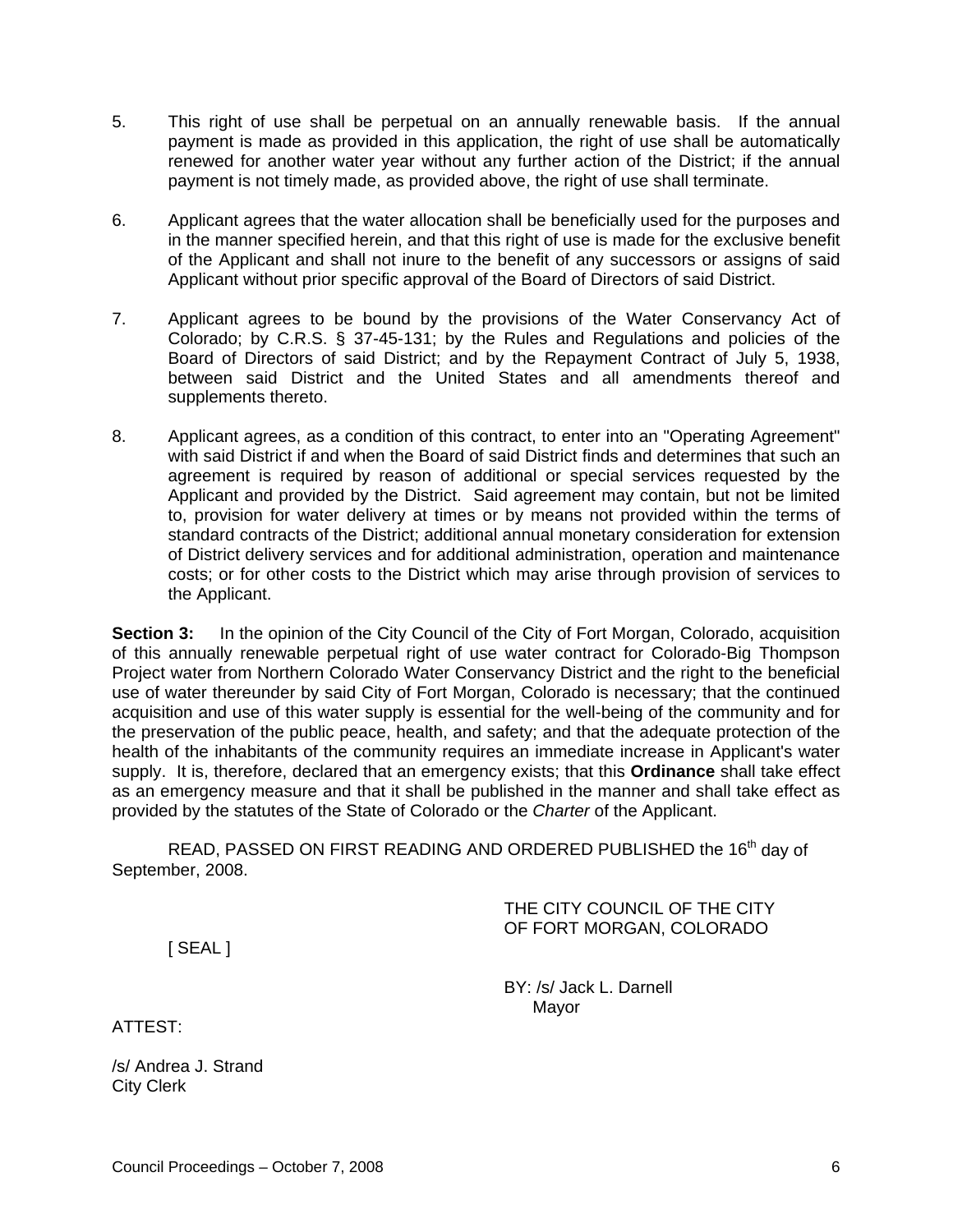5. This right of use shall be perpetual on an annually renewable basis. If the annual payment is made as provided in this application, the right of use shall be automatically renewed for another water year without any further action of the District; if the annual payment is not timely made, as provided above, the right of use shall terminate.

6. Applicant agrees that the water allocation shall be beneficially used for the purposes and in the manner specified herein, and that this right of use is made for the exclusive benefit of the Applicant and shall not inure to the benefit of any successors or assigns of said Applicant without prior specific approval of the Board of Directors of said District.

7. Applicant agrees to be bound by the provisions of the Water Conservancy Act of Colorado; by C.R.S. § 37-45-131; by the Rules and Regulations and policies of the Board of Directors of said District; and by the Repayment Contract of July 5, 1938, between said District and the United States and all amendments thereof and supplements thereto.

8. Applicant agrees, as a condition of this contract, to enter into an "Operating Agreement" with said District if and when the Board of said District finds and determines that such an agreement is required by reason of additional or special services requested by the Applicant and provided by the District. Said agreement may contain, but not be limited to, provision for water delivery at times or by means not provided within the terms of standard contracts of the District; additional annual monetary consideration for extension of District delivery services and for additional administration, operation and maintenance costs; or for other costs to the District which may arise through provision of services to the Applicant.

**Section 3:** In the opinion of the City Council of the City of Fort Morgan, Colorado, acquisition of this annually renewable perpetual right of use water contract for Colorado-Big Thompson Project water from Northern Colorado Water Conservancy District and the right to the beneficial use of water thereunder by said City of Fort Morgan, Colorado is necessary; that the continued acquisition and use of this water supply is essential for the well-being of the community and for the preservation of the public peace, health, and safety; and that the adequate protection of the health of the inhabitants of the community requires an immediate increase in Applicant's water supply. It is, therefore, declared that an emergency exists; that this **Ordinance** shall take effect as an emergency measure and that it shall be published in the manner and shall take effect as provided by the statutes of the State of Colorado or the *Charter* of the Applicant.

READ, PASSED ON FIRST READING AND ORDERED PUBLISHED the 16th day of September, 2008.

THE CITY COUNCIL OF THE CITY OF FORT MORGAN, COLORADO

[ SEAL ]

BY: /s/ Jack L. Darnell
Mayor

ATTEST:

/s/ Andrea J. Strand
City Clerk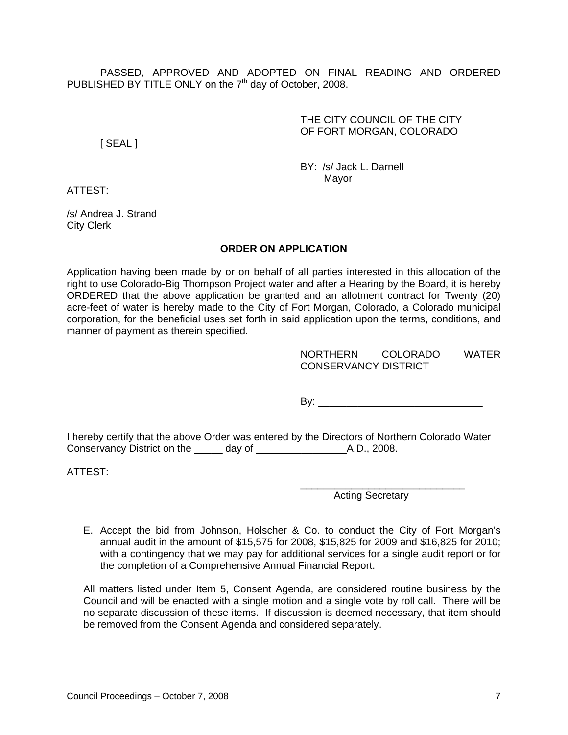PASSED, APPROVED AND ADOPTED ON FINAL READING AND ORDERED PUBLISHED BY TITLE ONLY on the 7th day of October, 2008.

THE CITY COUNCIL OF THE CITY OF FORT MORGAN, COLORADO

[ SEAL ]

BY: /s/ Jack L. Darnell
Mayor

ATTEST:

/s/ Andrea J. Strand
City Clerk

**ORDER ON APPLICATION**

Application having been made by or on behalf of all parties interested in this allocation of the right to use Colorado-Big Thompson Project water and after a Hearing by the Board, it is hereby ORDERED that the above application be granted and an allotment contract for Twenty (20) acre-feet of water is hereby made to the City of Fort Morgan, Colorado, a Colorado municipal corporation, for the beneficial uses set forth in said application upon the terms, conditions, and manner of payment as therein specified.

NORTHERN COLORADO WATER CONSERVANCY DISTRICT

By: ______________________________

I hereby certify that the above Order was entered by the Directors of Northern Colorado Water Conservancy District on the _____ day of ________________A.D., 2008.

ATTEST:

______________________________
Acting Secretary

E. Accept the bid from Johnson, Holscher & Co. to conduct the City of Fort Morgan's annual audit in the amount of $15,575 for 2008, $15,825 for 2009 and $16,825 for 2010; with a contingency that we may pay for additional services for a single audit report or for the completion of a Comprehensive Annual Financial Report.

All matters listed under Item 5, Consent Agenda, are considered routine business by the Council and will be enacted with a single motion and a single vote by roll call. There will be no separate discussion of these items. If discussion is deemed necessary, that item should be removed from the Consent Agenda and considered separately.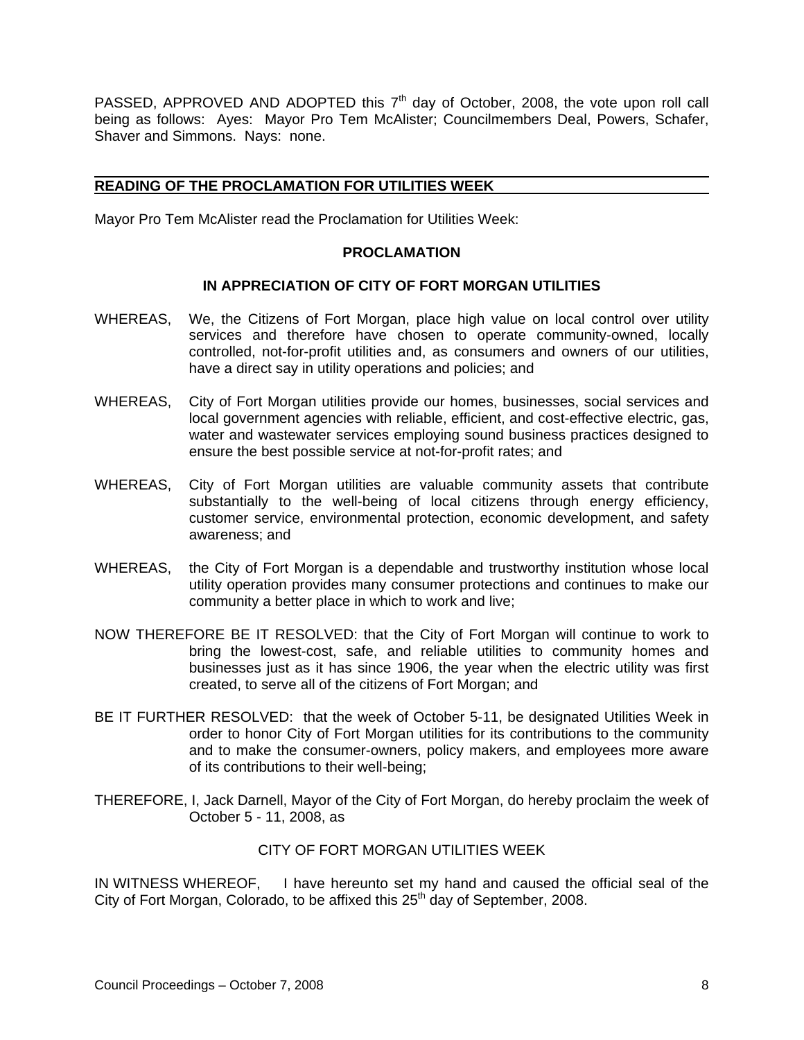PASSED, APPROVED AND ADOPTED this 7th day of October, 2008, the vote upon roll call being as follows: Ayes: Mayor Pro Tem McAlister; Councilmembers Deal, Powers, Schafer, Shaver and Simmons. Nays: none.

## READING OF THE PROCLAMATION FOR UTILITIES WEEK

Mayor Pro Tem McAlister read the Proclamation for Utilities Week:

**PROCLAMATION**

**IN APPRECIATION OF CITY OF FORT MORGAN UTILITIES**

WHEREAS, We, the Citizens of Fort Morgan, place high value on local control over utility services and therefore have chosen to operate community-owned, locally controlled, not-for-profit utilities and, as consumers and owners of our utilities, have a direct say in utility operations and policies; and

WHEREAS, City of Fort Morgan utilities provide our homes, businesses, social services and local government agencies with reliable, efficient, and cost-effective electric, gas, water and wastewater services employing sound business practices designed to ensure the best possible service at not-for-profit rates; and

WHEREAS, City of Fort Morgan utilities are valuable community assets that contribute substantially to the well-being of local citizens through energy efficiency, customer service, environmental protection, economic development, and safety awareness; and

WHEREAS, the City of Fort Morgan is a dependable and trustworthy institution whose local utility operation provides many consumer protections and continues to make our community a better place in which to work and live;

NOW THEREFORE BE IT RESOLVED: that the City of Fort Morgan will continue to work to bring the lowest-cost, safe, and reliable utilities to community homes and businesses just as it has since 1906, the year when the electric utility was first created, to serve all of the citizens of Fort Morgan; and

BE IT FURTHER RESOLVED: that the week of October 5-11, be designated Utilities Week in order to honor City of Fort Morgan utilities for its contributions to the community and to make the consumer-owners, policy makers, and employees more aware of its contributions to their well-being;

THEREFORE, I, Jack Darnell, Mayor of the City of Fort Morgan, do hereby proclaim the week of October 5 - 11, 2008, as

CITY OF FORT MORGAN UTILITIES WEEK

IN WITNESS WHEREOF, I have hereunto set my hand and caused the official seal of the City of Fort Morgan, Colorado, to be affixed this 25th day of September, 2008.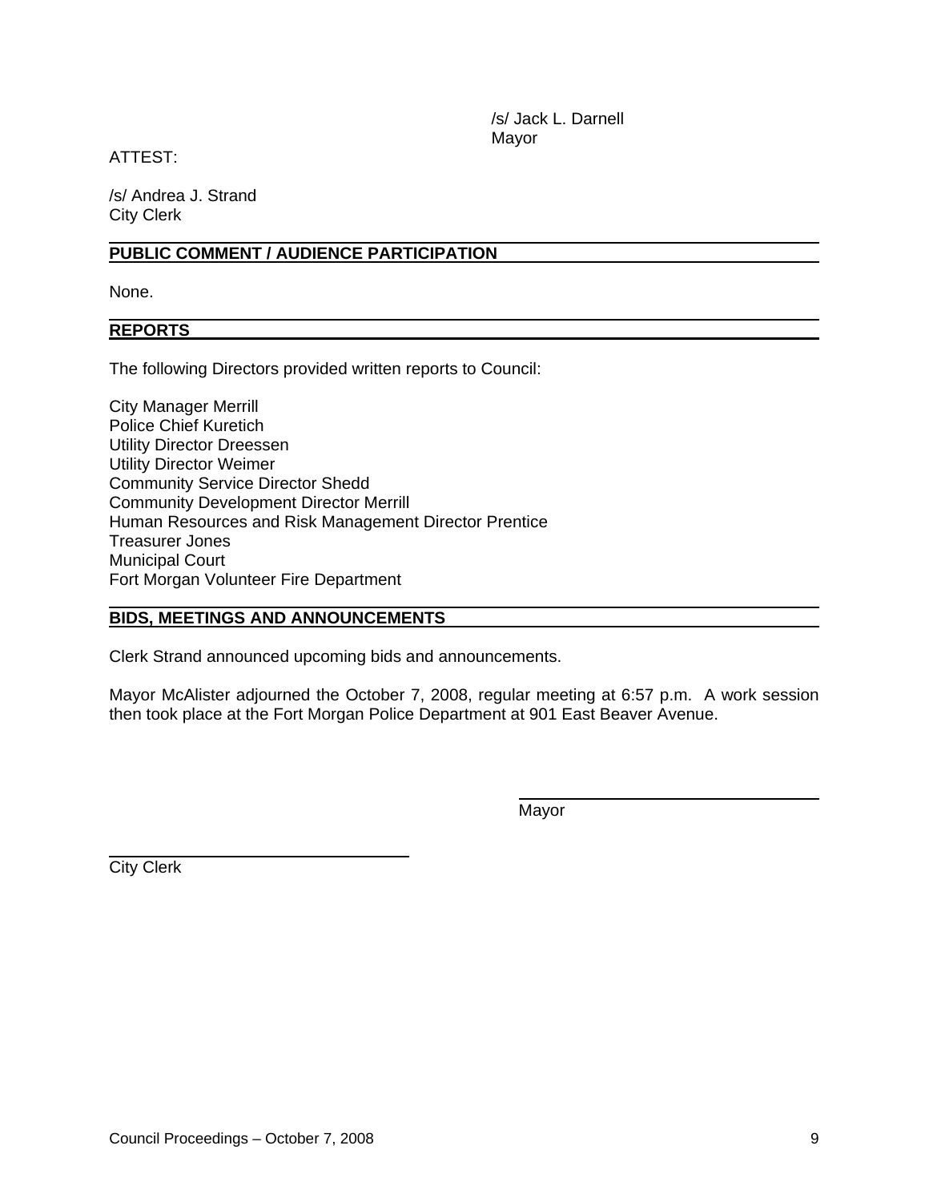/s/ Jack L. Darnell
Mayor

ATTEST:

/s/ Andrea J. Strand
City Clerk

## PUBLIC COMMENT / AUDIENCE PARTICIPATION

None.

## REPORTS

The following Directors provided written reports to Council:

City Manager Merrill
Police Chief Kuretich
Utility Director Dreessen
Utility Director Weimer
Community Service Director Shedd
Community Development Director Merrill
Human Resources and Risk Management Director Prentice
Treasurer Jones
Municipal Court
Fort Morgan Volunteer Fire Department

## BIDS, MEETINGS AND ANNOUNCEMENTS

Clerk Strand announced upcoming bids and announcements.

Mayor McAlister adjourned the October 7, 2008, regular meeting at 6:57 p.m. A work session then took place at the Fort Morgan Police Department at 901 East Beaver Avenue.

\_\_\_\_\_\_\_\_\_\_\_\_\_\_\_\_\_\_\_\_\_\_\_\_\_\_\_\_\_\_
Mayor

\_\_\_\_\_\_\_\_\_\_\_\_\_\_\_\_\_\_\_\_\_\_\_\_\_\_\_\_\_\_
City Clerk